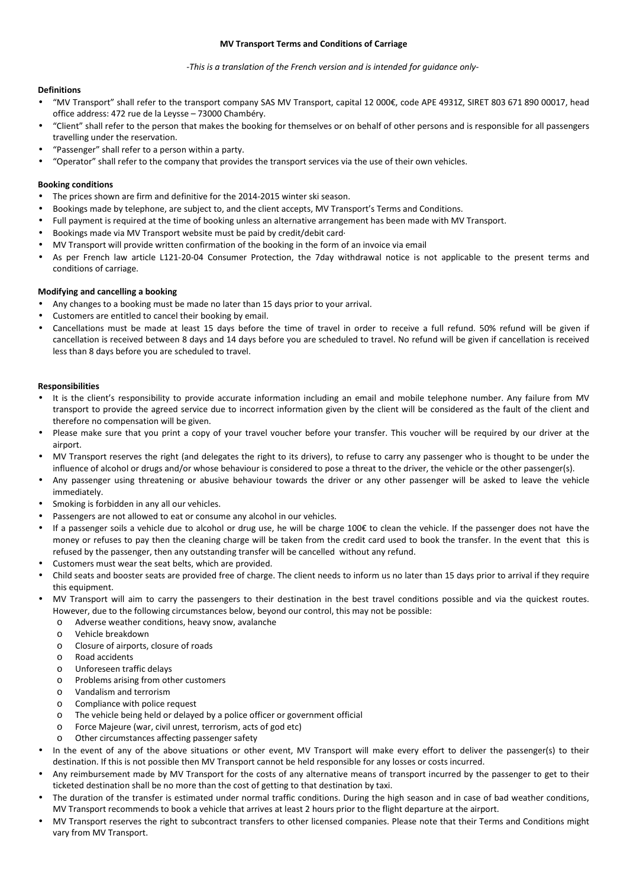# MV Transport Terms and Conditions of Carriage

*-This is a translation of the French version and is intended for guidance only-*

**Definitions**

- "MV Transport" shall refer to the transport company SAS MV Transport, capital 12 000€, code APE 4931Z, SIRET 803 671 890 00017, head office address: 472 rue de la Leysse – 73000 Chambéry.
- "Client" shall refer to the person that makes the booking for themselves or on behalf of other persons and is responsible for all passengers travelling under the reservation.
- "Passenger" shall refer to a person within a party.
- "Operator" shall refer to the company that provides the transport services via the use of their own vehicles.

**Booking conditions**

- The prices shown are firm and definitive for the 2014-2015 winter ski season.
- Bookings made by telephone, are subject to, and the client accepts, MV Transport's Terms and Conditions.
- Full payment is required at the time of booking unless an alternative arrangement has been made with MV Transport.
- Bookings made via MV Transport website must be paid by credit/debit card·
- MV Transport will provide written confirmation of the booking in the form of an invoice via email
- As per French law article L121-20-04 Consumer Protection, the 7day withdrawal notice is not applicable to the present terms and conditions of carriage.

**Modifying and cancelling a booking**

- Any changes to a booking must be made no later than 15 days prior to your arrival.
- Customers are entitled to cancel their booking by email.
- Cancellations must be made at least 15 days before the time of travel in order to receive a full refund. 50% refund will be given if cancellation is received between 8 days and 14 days before you are scheduled to travel. No refund will be given if cancellation is received less than 8 days before you are scheduled to travel.

**Responsibilities**

- It is the client's responsibility to provide accurate information including an email and mobile telephone number. Any failure from MV transport to provide the agreed service due to incorrect information given by the client will be considered as the fault of the client and therefore no compensation will be given.
- Please make sure that you print a copy of your travel voucher before your transfer. This voucher will be required by our driver at the airport.
- MV Transport reserves the right (and delegates the right to its drivers), to refuse to carry any passenger who is thought to be under the influence of alcohol or drugs and/or whose behaviour is considered to pose a threat to the driver, the vehicle or the other passenger(s).
- Any passenger using threatening or abusive behaviour towards the driver or any other passenger will be asked to leave the vehicle immediately.
- Smoking is forbidden in any all our vehicles.
- Passengers are not allowed to eat or consume any alcohol in our vehicles.
- If a passenger soils a vehicle due to alcohol or drug use, he will be charge 100€ to clean the vehicle. If the passenger does not have the money or refuses to pay then the cleaning charge will be taken from the credit card used to book the transfer. In the event that this is refused by the passenger, then any outstanding transfer will be cancelled without any refund.
- Customers must wear the seat belts, which are provided.
- Child seats and booster seats are provided free of charge. The client needs to inform us no later than 15 days prior to arrival if they require this equipment.
- MV Transport will aim to carry the passengers to their destination in the best travel conditions possible and via the quickest routes. However, due to the following circumstances below, beyond our control, this may not be possible:
  - Adverse weather conditions, heavy snow, avalanche
  - Vehicle breakdown
  - Closure of airports, closure of roads
  - Road accidents
  - Unforeseen traffic delays
  - Problems arising from other customers
  - Vandalism and terrorism
  - Compliance with police request
  - The vehicle being held or delayed by a police officer or government official
  - Force Majeure (war, civil unrest, terrorism, acts of god etc)
  - Other circumstances affecting passenger safety
- In the event of any of the above situations or other event, MV Transport will make every effort to deliver the passenger(s) to their destination. If this is not possible then MV Transport cannot be held responsible for any losses or costs incurred.
- Any reimbursement made by MV Transport for the costs of any alternative means of transport incurred by the passenger to get to their ticketed destination shall be no more than the cost of getting to that destination by taxi.
- The duration of the transfer is estimated under normal traffic conditions. During the high season and in case of bad weather conditions, MV Transport recommends to book a vehicle that arrives at least 2 hours prior to the flight departure at the airport.
- MV Transport reserves the right to subcontract transfers to other licensed companies. Please note that their Terms and Conditions might vary from MV Transport.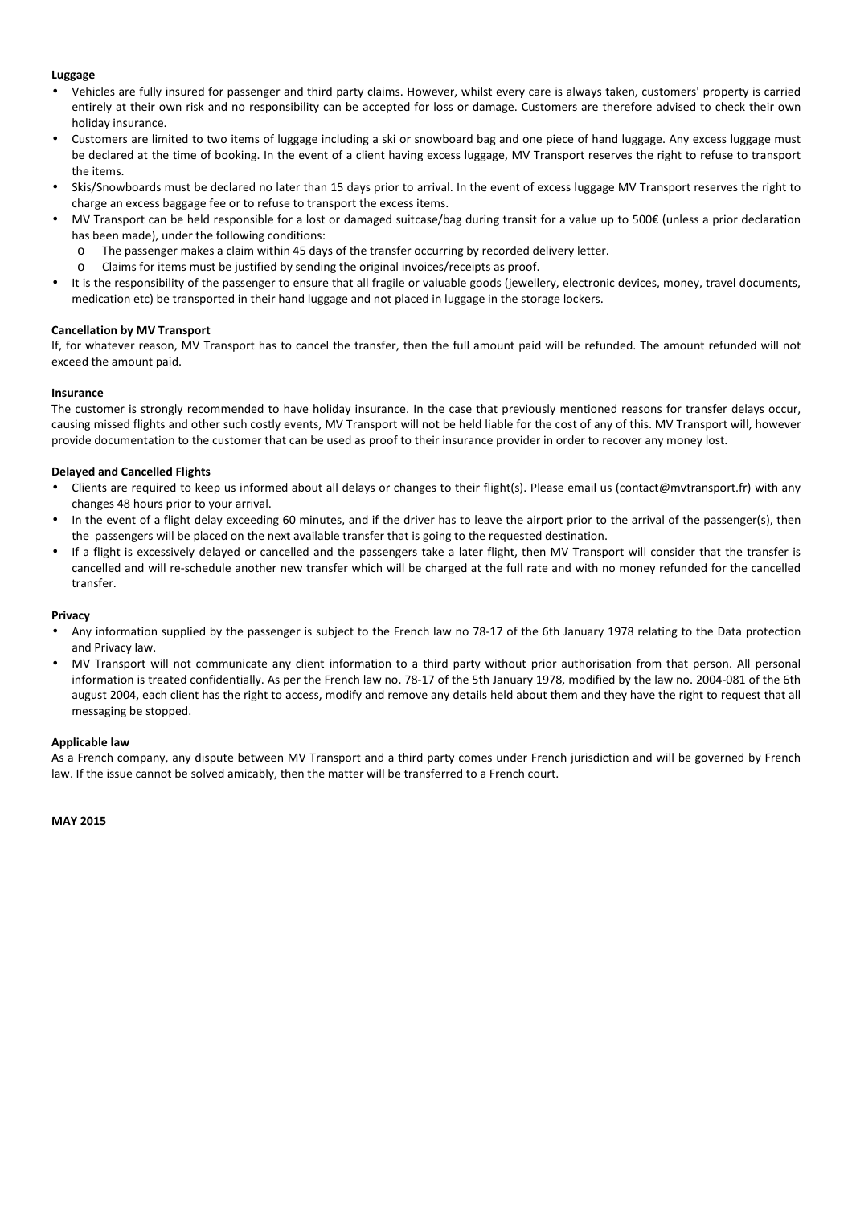**Luggage**

- Vehicles are fully insured for passenger and third party claims. However, whilst every care is always taken, customers' property is carried entirely at their own risk and no responsibility can be accepted for loss or damage. Customers are therefore advised to check their own holiday insurance.
- Customers are limited to two items of luggage including a ski or snowboard bag and one piece of hand luggage. Any excess luggage must be declared at the time of booking. In the event of a client having excess luggage, MV Transport reserves the right to refuse to transport the items.
- Skis/Snowboards must be declared no later than 15 days prior to arrival. In the event of excess luggage MV Transport reserves the right to charge an excess baggage fee or to refuse to transport the excess items.
- MV Transport can be held responsible for a lost or damaged suitcase/bag during transit for a value up to 500€ (unless a prior declaration has been made), under the following conditions:
  - The passenger makes a claim within 45 days of the transfer occurring by recorded delivery letter.
  - Claims for items must be justified by sending the original invoices/receipts as proof.
- It is the responsibility of the passenger to ensure that all fragile or valuable goods (jewellery, electronic devices, money, travel documents, medication etc) be transported in their hand luggage and not placed in luggage in the storage lockers.

**Cancellation by MV Transport**

If, for whatever reason, MV Transport has to cancel the transfer, then the full amount paid will be refunded. The amount refunded will not exceed the amount paid.

**Insurance**

The customer is strongly recommended to have holiday insurance. In the case that previously mentioned reasons for transfer delays occur, causing missed flights and other such costly events, MV Transport will not be held liable for the cost of any of this. MV Transport will, however provide documentation to the customer that can be used as proof to their insurance provider in order to recover any money lost.

**Delayed and Cancelled Flights**

- Clients are required to keep us informed about all delays or changes to their flight(s). Please email us (contact@mvtransport.fr) with any changes 48 hours prior to your arrival.
- In the event of a flight delay exceeding 60 minutes, and if the driver has to leave the airport prior to the arrival of the passenger(s), then the passengers will be placed on the next available transfer that is going to the requested destination.
- If a flight is excessively delayed or cancelled and the passengers take a later flight, then MV Transport will consider that the transfer is cancelled and will re-schedule another new transfer which will be charged at the full rate and with no money refunded for the cancelled transfer.

**Privacy**

- Any information supplied by the passenger is subject to the French law no 78-17 of the 6th January 1978 relating to the Data protection and Privacy law.
- MV Transport will not communicate any client information to a third party without prior authorisation from that person. All personal information is treated confidentially. As per the French law no. 78-17 of the 5th January 1978, modified by the law no. 2004-081 of the 6th august 2004, each client has the right to access, modify and remove any details held about them and they have the right to request that all messaging be stopped.

**Applicable law**

As a French company, any dispute between MV Transport and a third party comes under French jurisdiction and will be governed by French law. If the issue cannot be solved amicably, then the matter will be transferred to a French court.

**MAY 2015**